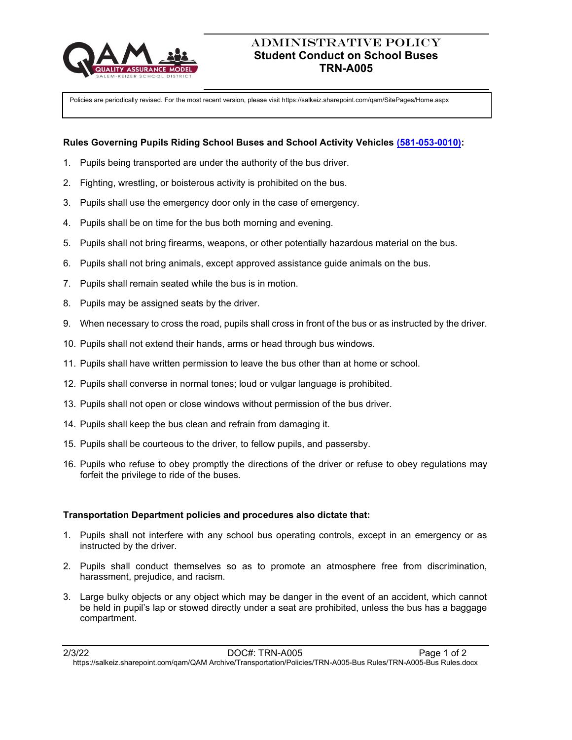# ADMINISTRATIVE POLICY
## Student Conduct on School Buses
## TRN-A005

Policies are periodically revised. For the most recent version, please visit https://salkeiz.sharepoint.com/qam/SitePages/Home.aspx

**Rules Governing Pupils Riding School Buses and School Activity Vehicles (581-053-0010):**

1. Pupils being transported are under the authority of the bus driver.
2. Fighting, wrestling, or boisterous activity is prohibited on the bus.
3. Pupils shall use the emergency door only in the case of emergency.
4. Pupils shall be on time for the bus both morning and evening.
5. Pupils shall not bring firearms, weapons, or other potentially hazardous material on the bus.
6. Pupils shall not bring animals, except approved assistance guide animals on the bus.
7. Pupils shall remain seated while the bus is in motion.
8. Pupils may be assigned seats by the driver.
9. When necessary to cross the road, pupils shall cross in front of the bus or as instructed by the driver.
10. Pupils shall not extend their hands, arms or head through bus windows.
11. Pupils shall have written permission to leave the bus other than at home or school.
12. Pupils shall converse in normal tones; loud or vulgar language is prohibited.
13. Pupils shall not open or close windows without permission of the bus driver.
14. Pupils shall keep the bus clean and refrain from damaging it.
15. Pupils shall be courteous to the driver, to fellow pupils, and passersby.
16. Pupils who refuse to obey promptly the directions of the driver or refuse to obey regulations may forfeit the privilege to ride of the buses.

**Transportation Department policies and procedures also dictate that:**

1. Pupils shall not interfere with any school bus operating controls, except in an emergency or as instructed by the driver.
2. Pupils shall conduct themselves so as to promote an atmosphere free from discrimination, harassment, prejudice, and racism.
3. Large bulky objects or any object which may be danger in the event of an accident, which cannot be held in pupil's lap or stowed directly under a seat are prohibited, unless the bus has a baggage compartment.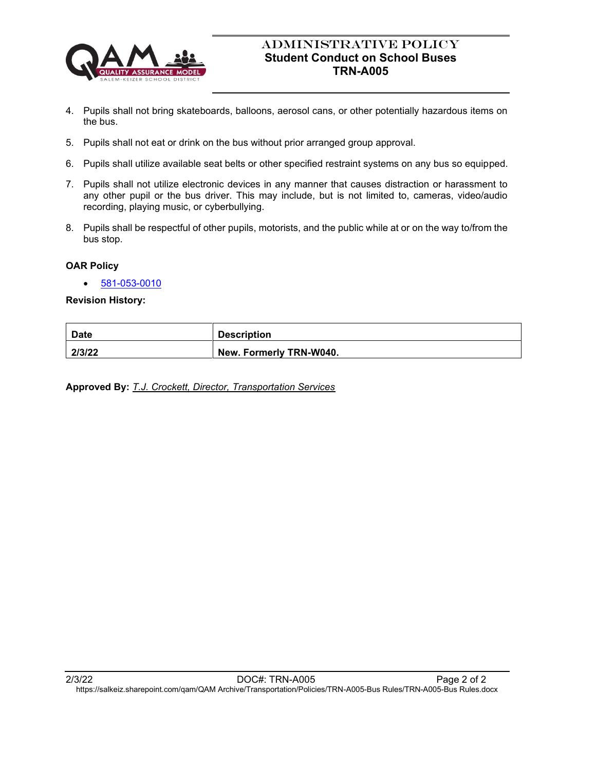4. Pupils shall not bring skateboards, balloons, aerosol cans, or other potentially hazardous items on the bus.

5. Pupils shall not eat or drink on the bus without prior arranged group approval.

6. Pupils shall utilize available seat belts or other specified restraint systems on any bus so equipped.

7. Pupils shall not utilize electronic devices in any manner that causes distraction or harassment to any other pupil or the bus driver. This may include, but is not limited to, cameras, video/audio recording, playing music, or cyberbullying.

8. Pupils shall be respectful of other pupils, motorists, and the public while at or on the way to/from the bus stop.

**OAR Policy**

- 581-053-0010

**Revision History:**

| Date | Description |
|---|---|
| 2/3/22 | New. Formerly TRN-W040. |

**Approved By:** *T.J. Crockett, Director, Transportation Services*